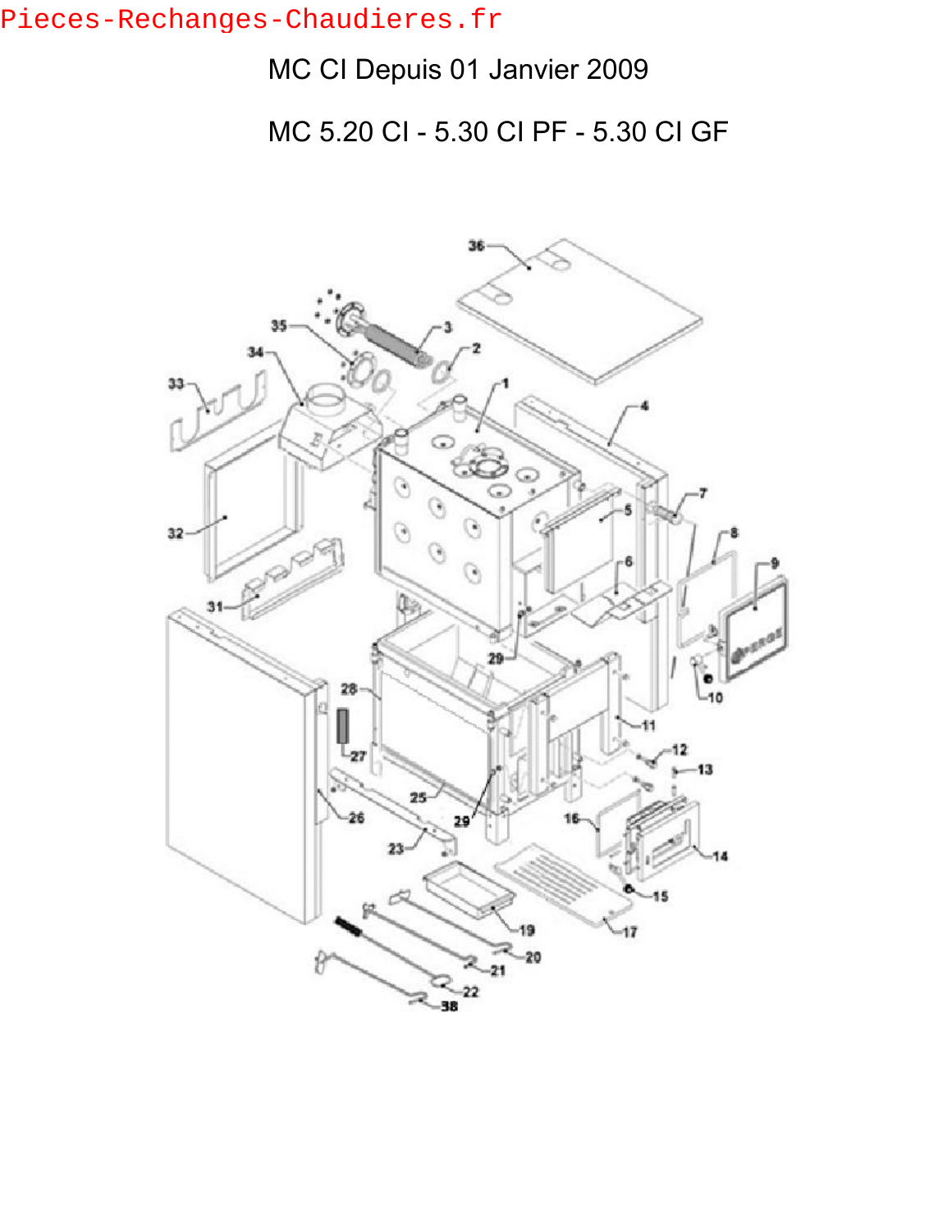Pieces-Rechanges-Chaudieres.fr

MC CI Depuis 01 Janvier 2009

MC 5.20 CI - 5.30 CI PF - 5.30 CI GF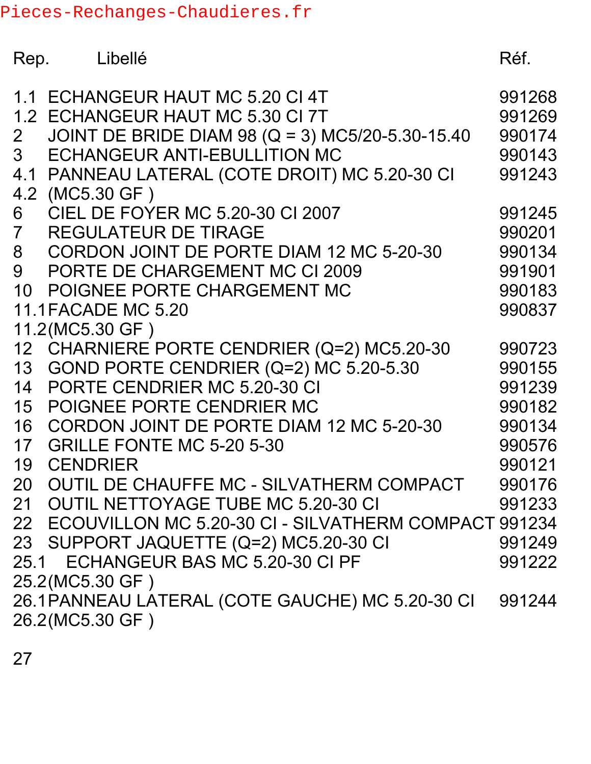Pieces-Rechanges-Chaudieres.fr

| Rep. | Libellé | Réf. |
|---|---|---|
| 1.1 | ECHANGEUR HAUT MC 5.20 CI 4T | 991268 |
| 1.2 | ECHANGEUR HAUT MC 5.30 CI 7T | 991269 |
| 2 | JOINT DE BRIDE DIAM 98 (Q = 3) MC5/20-5.30-15.40 | 990174 |
| 3 | ECHANGEUR ANTI-EBULLITION MC | 990143 |
| 4.1 | PANNEAU LATERAL (COTE DROIT) MC 5.20-30 CI | 991243 |
| 4.2 | (MC5.30 GF ) | |
| 6 | CIEL DE FOYER MC 5.20-30 CI 2007 | 991245 |
| 7 | REGULATEUR DE TIRAGE | 990201 |
| 8 | CORDON JOINT DE PORTE DIAM 12 MC 5-20-30 | 990134 |
| 9 | PORTE DE CHARGEMENT MC CI 2009 | 991901 |
| 10 | POIGNEE PORTE CHARGEMENT MC | 990183 |
| 11.1 | FACADE MC 5.20 | 990837 |
| 11.2 | (MC5.30 GF ) | |
| 12 | CHARNIERE PORTE CENDRIER (Q=2) MC5.20-30 | 990723 |
| 13 | GOND PORTE CENDRIER (Q=2) MC 5.20-5.30 | 990155 |
| 14 | PORTE CENDRIER MC 5.20-30 CI | 991239 |
| 15 | POIGNEE PORTE CENDRIER MC | 990182 |
| 16 | CORDON JOINT DE PORTE DIAM 12 MC 5-20-30 | 990134 |
| 17 | GRILLE FONTE MC 5-20 5-30 | 990576 |
| 19 | CENDRIER | 990121 |
| 20 | OUTIL DE CHAUFFE MC - SILVATHERM COMPACT | 990176 |
| 21 | OUTIL NETTOYAGE TUBE MC 5.20-30 CI | 991233 |
| 22 | ECOUVILLON MC 5.20-30 CI - SILVATHERM COMPACT | 991234 |
| 23 | SUPPORT JAQUETTE (Q=2) MC5.20-30 CI | 991249 |
| 25.1 | ECHANGEUR BAS MC 5.20-30 CI PF | 991222 |
| 25.2 | (MC5.30 GF ) | |
| 26.1 | PANNEAU LATERAL (COTE GAUCHE) MC 5.20-30 CI | 991244 |
| 26.2 | (MC5.30 GF ) | |
| 27 | | |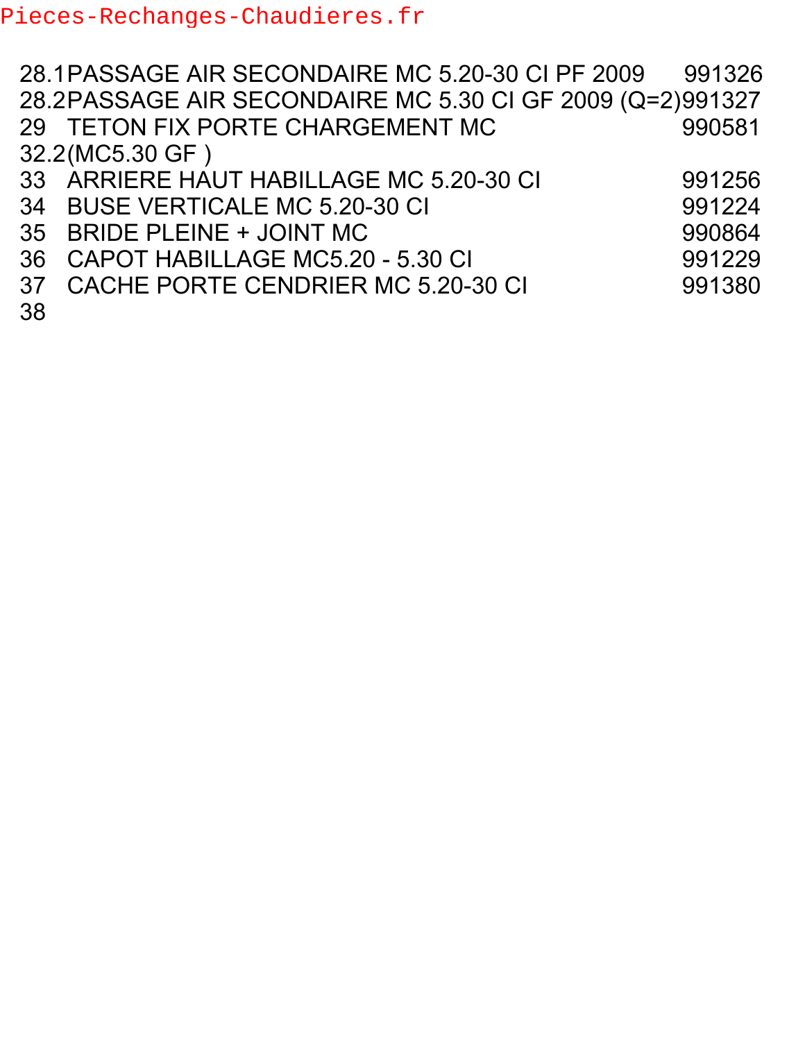| | | |
|---|---|---|
| 28.1 | PASSAGE AIR SECONDAIRE MC 5.20-30 CI PF 2009 | 991326 |
| 28.2 | PASSAGE AIR SECONDAIRE MC 5.30 CI GF 2009 (Q=2) | 991327 |
| 29 | TETON FIX PORTE CHARGEMENT MC | 990581 |
| 32.2 | (MC5.30 GF ) | |
| 33 | ARRIERE HAUT HABILLAGE MC 5.20-30 CI | 991256 |
| 34 | BUSE VERTICALE MC 5.20-30 CI | 991224 |
| 35 | BRIDE PLEINE + JOINT MC | 990864 |
| 36 | CAPOT HABILLAGE MC5.20 - 5.30 CI | 991229 |
| 37 | CACHE PORTE CENDRIER MC 5.20-30 CI | 991380 |
| 38 | | |